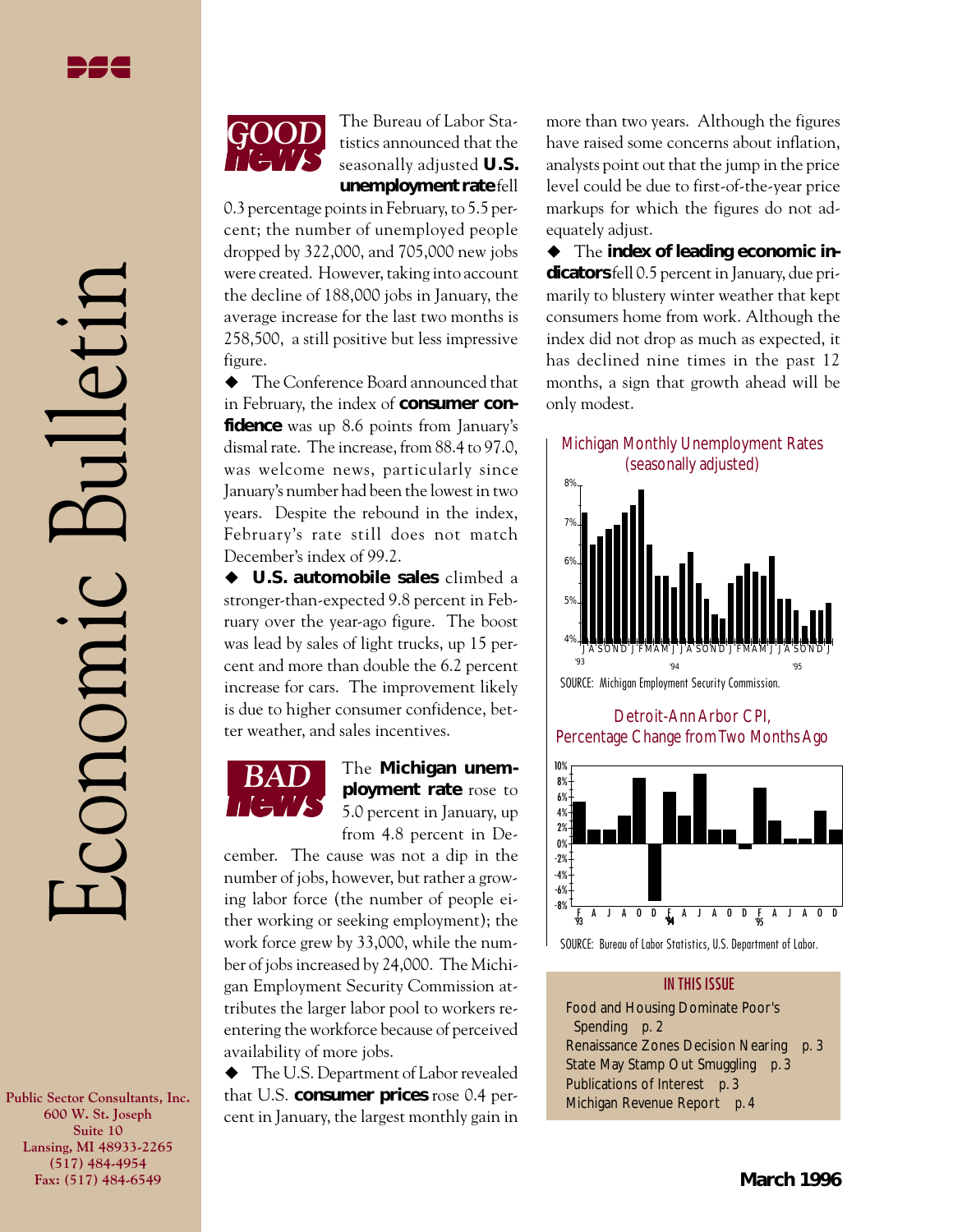# Economic Bulletin

Public Sector Consultants, Inc.
600 W. St. Joseph
Suite 10
Lansing, MI 48933-2265
(517) 484-4954
Fax: (517) 484-6549

March 1996

## GOOD news

The Bureau of Labor Statistics announced that the seasonally adjusted **U.S. unemployment rate** fell 0.3 percentage points in February, to 5.5 percent; the number of unemployed people dropped by 322,000, and 705,000 new jobs were created. However, taking into account the decline of 188,000 jobs in January, the average increase for the last two months is 258,500, a still positive but less impressive figure.

◆ The Conference Board announced that in February, the index of **consumer confidence** was up 8.6 points from January's dismal rate. The increase, from 88.4 to 97.0, was welcome news, particularly since January's number had been the lowest in two years. Despite the rebound in the index, February's rate still does not match December's index of 99.2.

◆ **U.S. automobile sales** climbed a stronger-than-expected 9.8 percent in February over the year-ago figure. The boost was lead by sales of light trucks, up 15 percent and more than double the 6.2 percent increase for cars. The improvement likely is due to higher consumer confidence, better weather, and sales incentives.

## BAD news

The **Michigan unemployment rate** rose to 5.0 percent in January, up from 4.8 percent in December. The cause was not a dip in the number of jobs, however, but rather a growing labor force (the number of people either working or seeking employment); the work force grew by 33,000, while the number of jobs increased by 24,000. The Michigan Employment Security Commission attributes the larger labor pool to workers reentering the workforce because of perceived availability of more jobs.

◆ The U.S. Department of Labor revealed that U.S. **consumer prices** rose 0.4 percent in January, the largest monthly gain in more than two years. Although the figures have raised some concerns about inflation, analysts point out that the jump in the price level could be due to first-of-the-year price markups for which the figures do not adequately adjust.

◆ The **index of leading economic indicators** fell 0.5 percent in January, due primarily to blustery winter weather that kept consumers home from work. Although the index did not drop as much as expected, it has declined nine times in the past 12 months, a sign that growth ahead will be only modest.

**Michigan Monthly Unemployment Rates (seasonally adjusted)**

SOURCE: Michigan Employment Security Commission.

**Detroit-Ann Arbor CPI, Percentage Change from Two Months Ago**

SOURCE: Bureau of Labor Statistics, U.S. Department of Labor.

### IN THIS ISSUE

- Food and Housing Dominate Poor's Spending p. 2
- Renaissance Zones Decision Nearing p. 3
- State May Stamp Out Smuggling p. 3
- Publications of Interest p. 3
- Michigan Revenue Report p. 4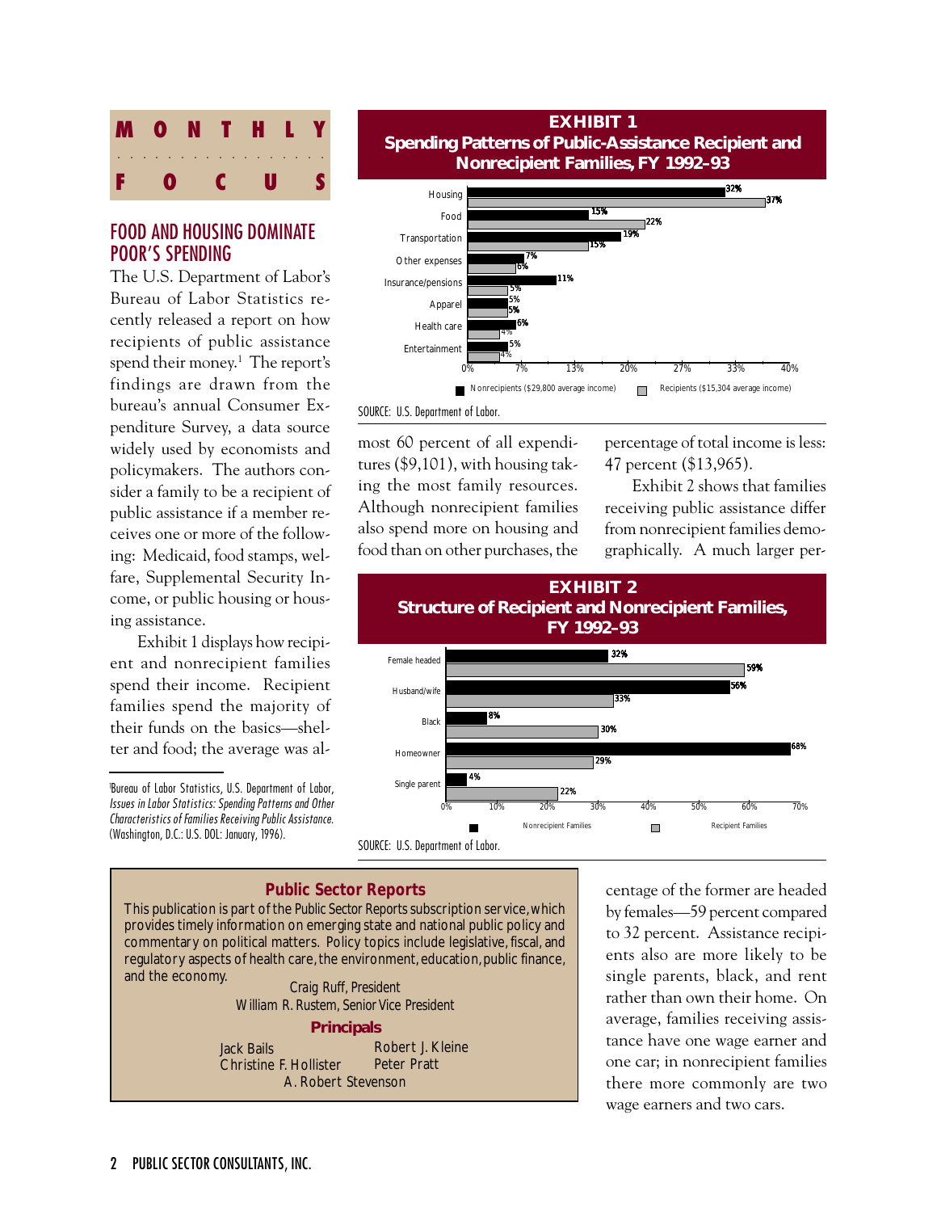# MONTHLY FOCUS

## FOOD AND HOUSING DOMINATE POOR'S SPENDING

The U.S. Department of Labor's Bureau of Labor Statistics recently released a report on how recipients of public assistance spend their money.[1] The report's findings are drawn from the bureau's annual Consumer Expenditure Survey, a data source widely used by economists and policymakers. The authors consider a family to be a recipient of public assistance if a member receives one or more of the following: Medicaid, food stamps, welfare, Supplemental Security Income, or public housing or housing assistance.

Exhibit 1 displays how recipient and nonrecipient families spend their income. Recipient families spend the majority of their funds on the basics—shelter and food; the average was almost 60 percent of all expenditures ($9,101), with housing taking the most family resources. Although nonrecipient families also spend more on housing and food than on other purchases, the percentage of total income is less: 47 percent ($13,965).

**EXHIBIT 1**
**Spending Patterns of Public-Assistance Recipient and Nonrecipient Families, FY 1992–93**

| Category | Nonrecipients ($29,800 average income) | Recipients ($15,304 average income) |
|---|---|---|
| Housing | 32% | 37% |
| Food | 15% | 22% |
| Transportation | 19% | 15% |
| Other expenses | 7% | 6% |
| Insurance/pensions | 11% | 5% |
| Apparel | 5% | 5% |
| Health care | 6% | 4% |
| Entertainment | 5% | 4% |

SOURCE: U.S. Department of Labor.

Exhibit 2 shows that families receiving public assistance differ from nonrecipient families demographically. A much larger percentage of the former are headed by females—59 percent compared to 32 percent. Assistance recipients also are more likely to be single parents, black, and rent rather than own their home. On average, families receiving assistance have one wage earner and one car; in nonrecipient families there more commonly are two wage earners and two cars.

**EXHIBIT 2**
**Structure of Recipient and Nonrecipient Families, FY 1992–93**

| Characteristic | Nonrecipient Families | Recipient Families |
|---|---|---|
| Female headed | 32% | 59% |
| Husband/wife | 56% | 33% |
| Black | 8% | 30% |
| Homeowner | 68% | 29% |
| Single parent | 4% | 22% |

SOURCE: U.S. Department of Labor.

[1] Bureau of Labor Statistics, U.S. Department of Labor, *Issues in Labor Statistics: Spending Patterns and Other Characteristics of Families Receiving Public Assistance.* (Washington, D.C.: U.S. DOL: January, 1996).

---

**Public Sector Reports**

This publication is part of the Public Sector Reports subscription service, which provides timely information on emerging state and national public policy and commentary on political matters. Policy topics include legislative, fiscal, and regulatory aspects of health care, the environment, education, public finance, and the economy.

Craig Ruff, President
William R. Rustem, Senior Vice President

**Principals**

Jack Bails
Robert J. Kleine
Christine F. Hollister
Peter Pratt
A. Robert Stevenson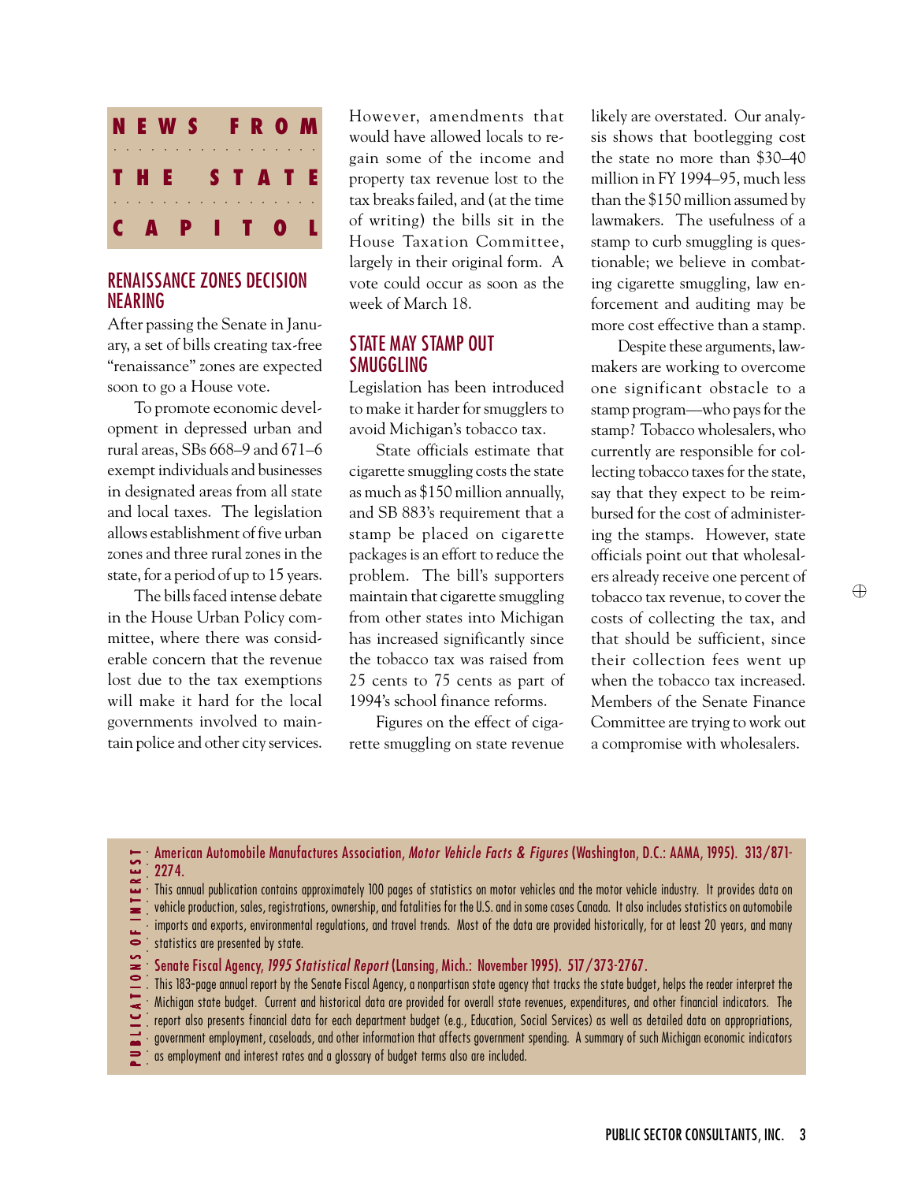# NEWS FROM THE STATE CAPITOL

## RENAISSANCE ZONES DECISION NEARING

After passing the Senate in January, a set of bills creating tax-free "renaissance" zones are expected soon to go a House vote.

To promote economic development in depressed urban and rural areas, SBs 668–9 and 671–6 exempt individuals and businesses in designated areas from all state and local taxes. The legislation allows establishment of five urban zones and three rural zones in the state, for a period of up to 15 years.

The bills faced intense debate in the House Urban Policy committee, where there was considerable concern that the revenue lost due to the tax exemptions will make it hard for the local governments involved to maintain police and other city services. However, amendments that would have allowed locals to regain some of the income and property tax revenue lost to the tax breaks failed, and (at the time of writing) the bills sit in the House Taxation Committee, largely in their original form. A vote could occur as soon as the week of March 18.

## STATE MAY STAMP OUT SMUGGLING

Legislation has been introduced to make it harder for smugglers to avoid Michigan's tobacco tax.

State officials estimate that cigarette smuggling costs the state as much as $150 million annually, and SB 883's requirement that a stamp be placed on cigarette packages is an effort to reduce the problem. The bill's supporters maintain that cigarette smuggling from other states into Michigan has increased significantly since the tobacco tax was raised from 25 cents to 75 cents as part of 1994's school finance reforms.

Figures on the effect of cigarette smuggling on state revenue likely are overstated. Our analysis shows that bootlegging cost the state no more than $30–40 million in FY 1994–95, much less than the $150 million assumed by lawmakers. The usefulness of a stamp to curb smuggling is questionable; we believe in combating cigarette smuggling, law enforcement and auditing may be more cost effective than a stamp.

Despite these arguments, lawmakers are working to overcome one significant obstacle to a stamp program—who pays for the stamp? Tobacco wholesalers, who currently are responsible for collecting tobacco taxes for the state, say that they expect to be reimbursed for the cost of administering the stamps. However, state officials point out that wholesalers already receive one percent of tobacco tax revenue, to cover the costs of collecting the tax, and that should be sufficient, since their collection fees went up when the tobacco tax increased. Members of the Senate Finance Committee are trying to work out a compromise with wholesalers.

## PUBLICATIONS OF INTEREST

**American Automobile Manufactures Association, *Motor Vehicle Facts & Figures* (Washington, D.C.: AAMA, 1995). 313/871-2274.**

This annual publication contains approximately 100 pages of statistics on motor vehicles and the motor vehicle industry. It provides data on vehicle production, sales, registrations, ownership, and fatalities for the U.S. and in some cases Canada. It also includes statistics on automobile imports and exports, environmental regulations, and travel trends. Most of the data are provided historically, for at least 20 years, and many statistics are presented by state.

**Senate Fiscal Agency, *1995 Statistical Report* (Lansing, Mich.: November 1995). 517/373-2767.**

This 183-page annual report by the Senate Fiscal Agency, a nonpartisan state agency that tracks the state budget, helps the reader interpret the Michigan state budget. Current and historical data are provided for overall state revenues, expenditures, and other financial indicators. The report also presents financial data for each department budget (e.g., Education, Social Services) as well as detailed data on appropriations, government employment, caseloads, and other information that affects government spending. A summary of such Michigan economic indicators as employment and interest rates and a glossary of budget terms also are included.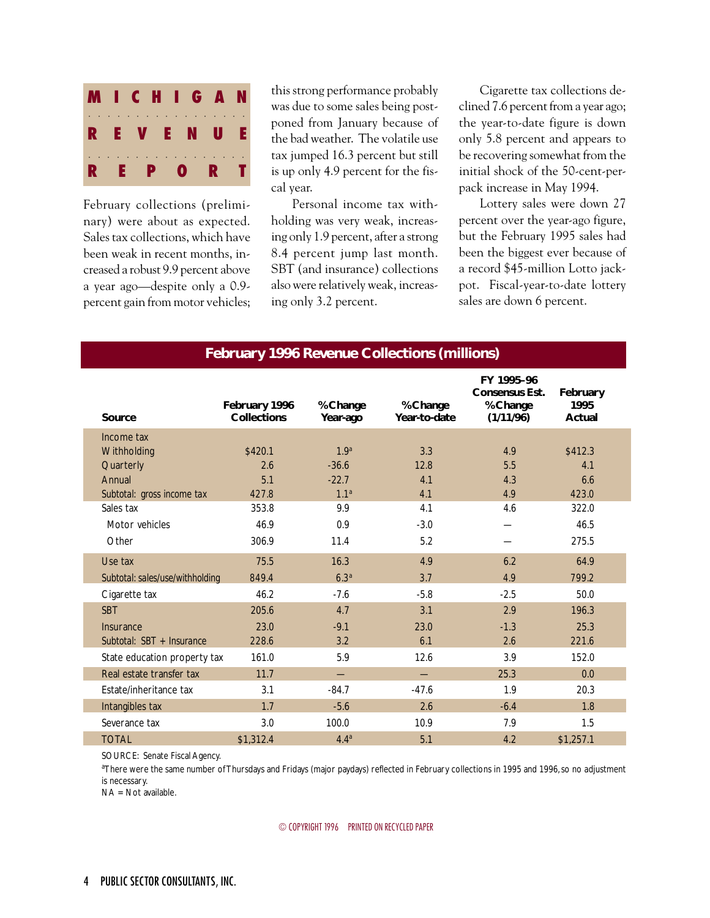# MICHIGAN REVENUE REPORT

February collections (preliminary) were about as expected. Sales tax collections, which have been weak in recent months, increased a robust 9.9 percent above a year ago—despite only a 0.9-percent gain from motor vehicles; this strong performance probably was due to some sales being postponed from January because of the bad weather. The volatile use tax jumped 16.3 percent but still is up only 4.9 percent for the fiscal year.

Personal income tax withholding was very weak, increasing only 1.9 percent, after a strong 8.4 percent jump last month. SBT (and insurance) collections also were relatively weak, increasing only 3.2 percent.

Cigarette tax collections declined 7.6 percent from a year ago; the year-to-date figure is down only 5.8 percent and appears to be recovering somewhat from the initial shock of the 50-cent-per-pack increase in May 1994.

Lottery sales were down 27 percent over the year-ago figure, but the February 1995 sales had been the biggest ever because of a record $45-million Lotto jackpot. Fiscal-year-to-date lottery sales are down 6 percent.

## February 1996 Revenue Collections (millions)

| Source | February 1996 Collections | %Change Year-ago | %Change Year-to-date | FY 1995–96 Consensus Est. %Change (1/11/96) | February 1995 Actual |
|---|---|---|---|---|---|
| Income tax | | | | | |
| Withholding | $420.1 | 1.9[a] | 3.3 | 4.9 | $412.3 |
| Quarterly | 2.6 | -36.6 | 12.8 | 5.5 | 4.1 |
| Annual | 5.1 | -22.7 | 4.1 | 4.3 | 6.6 |
| Subtotal: gross income tax | 427.8 | 1.1[a] | 4.1 | 4.9 | 423.0 |
| Sales tax | 353.8 | 9.9 | 4.1 | 4.6 | 322.0 |
| Motor vehicles | 46.9 | 0.9 | -3.0 | — | 46.5 |
| Other | 306.9 | 11.4 | 5.2 | — | 275.5 |
| Use tax | 75.5 | 16.3 | 4.9 | 6.2 | 64.9 |
| Subtotal: sales/use/withholding | 849.4 | 6.3[a] | 3.7 | 4.9 | 799.2 |
| Cigarette tax | 46.2 | -7.6 | -5.8 | -2.5 | 50.0 |
| SBT | 205.6 | 4.7 | 3.1 | 2.9 | 196.3 |
| Insurance | 23.0 | -9.1 | 23.0 | -1.3 | 25.3 |
| Subtotal: SBT + Insurance | 228.6 | 3.2 | 6.1 | 2.6 | 221.6 |
| State education property tax | 161.0 | 5.9 | 12.6 | 3.9 | 152.0 |
| Real estate transfer tax | 11.7 | — | — | 25.3 | 0.0 |
| Estate/inheritance tax | 3.1 | -84.7 | -47.6 | 1.9 | 20.3 |
| Intangibles tax | 1.7 | -5.6 | 2.6 | -6.4 | 1.8 |
| Severance tax | 3.0 | 100.0 | 10.9 | 7.9 | 1.5 |
| TOTAL | $1,312.4 | 4.4[a] | 5.1 | 4.2 | $1,257.1 |

SOURCE: Senate Fiscal Agency.

[a]There were the same number of Thursdays and Fridays (major paydays) reflected in February collections in 1995 and 1996, so no adjustment is necessary.

NA = Not available.

© COPYRIGHT 1996 PRINTED ON RECYCLED PAPER

PUBLIC SECTOR CONSULTANTS, INC.